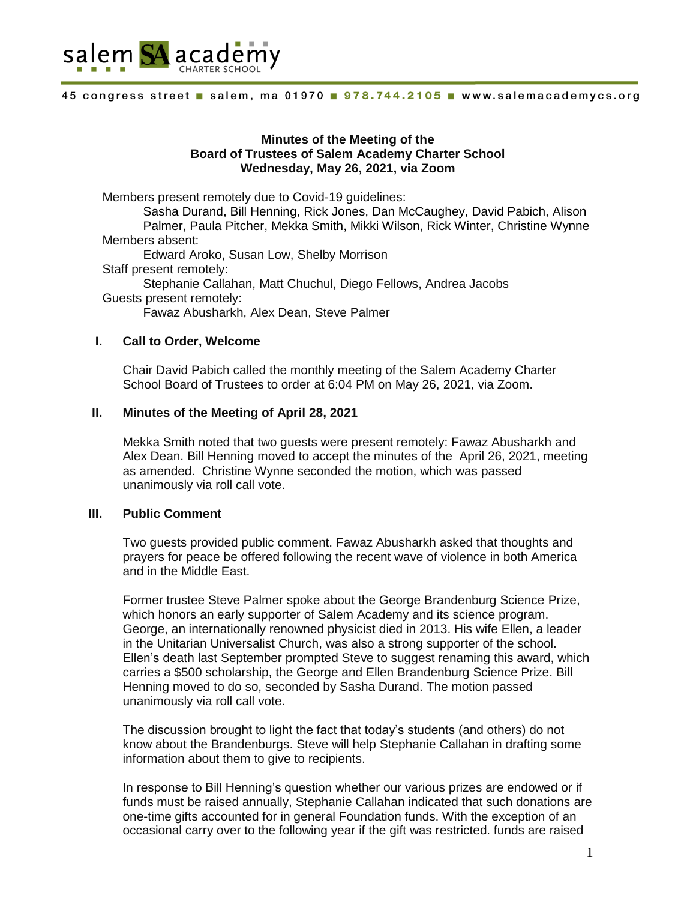salem SA academy CHARTER SCHOOL

45 congress street ■ salem, ma 01970 ■ 978.744.2105 ■ www.salemacademycs.org

**Minutes of the Meeting of the**
**Board of Trustees of Salem Academy Charter School**
**Wednesday, May 26, 2021, via Zoom**

Members present remotely due to Covid-19 guidelines:
  Sasha Durand, Bill Henning, Rick Jones, Dan McCaughey, David Pabich, Alison Palmer, Paula Pitcher, Mekka Smith, Mikki Wilson, Rick Winter, Christine Wynne
Members absent:
  Edward Aroko, Susan Low, Shelby Morrison
Staff present remotely:
  Stephanie Callahan, Matt Chuchul, Diego Fellows, Andrea Jacobs
Guests present remotely:
  Fawaz Abusharkh, Alex Dean, Steve Palmer

## I. Call to Order, Welcome

Chair David Pabich called the monthly meeting of the Salem Academy Charter School Board of Trustees to order at 6:04 PM on May 26, 2021, via Zoom.

## II. Minutes of the Meeting of April 28, 2021

Mekka Smith noted that two guests were present remotely: Fawaz Abusharkh and Alex Dean. Bill Henning moved to accept the minutes of the April 26, 2021, meeting as amended. Christine Wynne seconded the motion, which was passed unanimously via roll call vote.

## III. Public Comment

Two guests provided public comment. Fawaz Abusharkh asked that thoughts and prayers for peace be offered following the recent wave of violence in both America and in the Middle East.

Former trustee Steve Palmer spoke about the George Brandenburg Science Prize, which honors an early supporter of Salem Academy and its science program. George, an internationally renowned physicist died in 2013. His wife Ellen, a leader in the Unitarian Universalist Church, was also a strong supporter of the school. Ellen's death last September prompted Steve to suggest renaming this award, which carries a $500 scholarship, the George and Ellen Brandenburg Science Prize. Bill Henning moved to do so, seconded by Sasha Durand. The motion passed unanimously via roll call vote.

The discussion brought to light the fact that today's students (and others) do not know about the Brandenburgs. Steve will help Stephanie Callahan in drafting some information about them to give to recipients.

In response to Bill Henning's question whether our various prizes are endowed or if funds must be raised annually, Stephanie Callahan indicated that such donations are one-time gifts accounted for in general Foundation funds. With the exception of an occasional carry over to the following year if the gift was restricted. funds are raised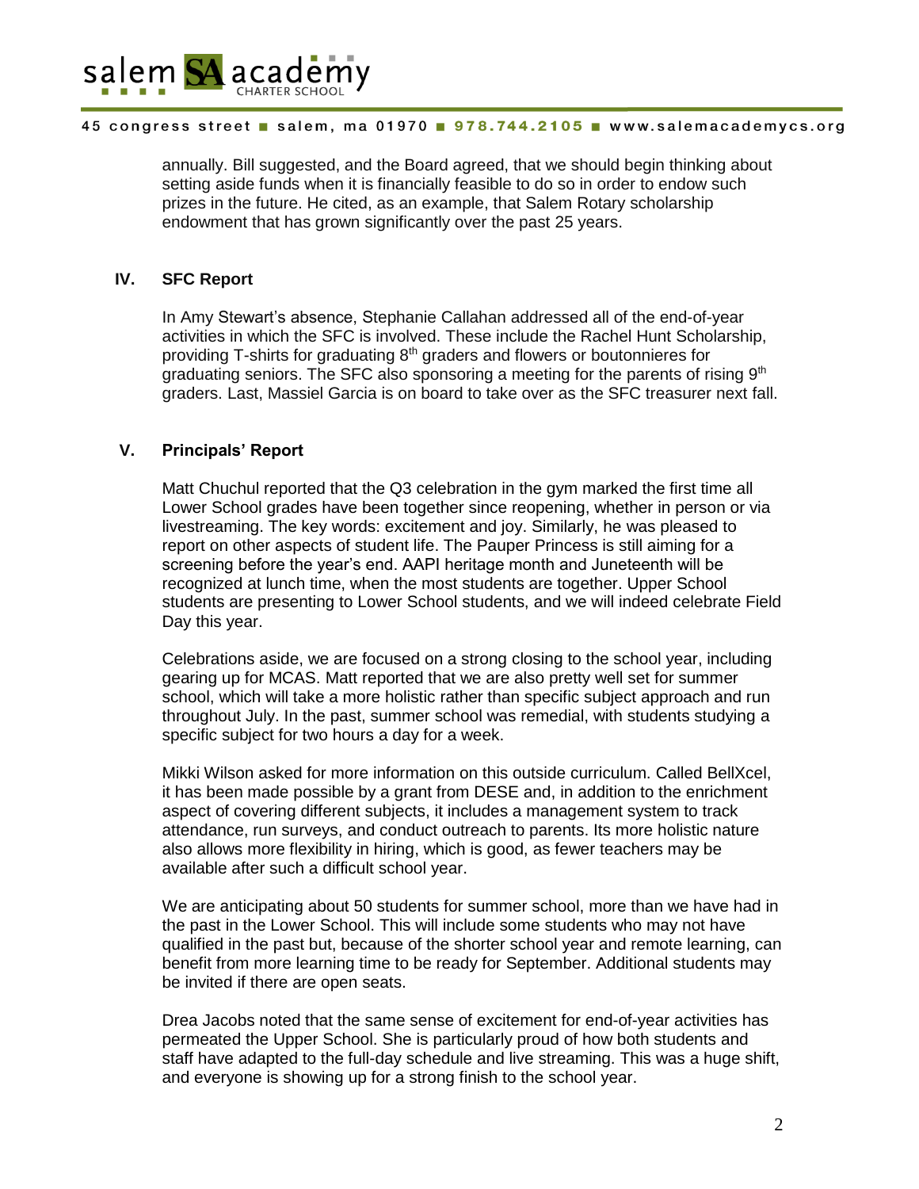annually. Bill suggested, and the Board agreed, that we should begin thinking about setting aside funds when it is financially feasible to do so in order to endow such prizes in the future. He cited, as an example, that Salem Rotary scholarship endowment that has grown significantly over the past 25 years.

## IV. SFC Report

In Amy Stewart's absence, Stephanie Callahan addressed all of the end-of-year activities in which the SFC is involved. These include the Rachel Hunt Scholarship, providing T-shirts for graduating 8th graders and flowers or boutonnieres for graduating seniors. The SFC also sponsoring a meeting for the parents of rising 9th graders. Last, Massiel Garcia is on board to take over as the SFC treasurer next fall.

## V. Principals' Report

Matt Chuchul reported that the Q3 celebration in the gym marked the first time all Lower School grades have been together since reopening, whether in person or via livestreaming. The key words: excitement and joy. Similarly, he was pleased to report on other aspects of student life. The Pauper Princess is still aiming for a screening before the year's end. AAPI heritage month and Juneteenth will be recognized at lunch time, when the most students are together. Upper School students are presenting to Lower School students, and we will indeed celebrate Field Day this year.

Celebrations aside, we are focused on a strong closing to the school year, including gearing up for MCAS. Matt reported that we are also pretty well set for summer school, which will take a more holistic rather than specific subject approach and run throughout July. In the past, summer school was remedial, with students studying a specific subject for two hours a day for a week.

Mikki Wilson asked for more information on this outside curriculum. Called BellXcel, it has been made possible by a grant from DESE and, in addition to the enrichment aspect of covering different subjects, it includes a management system to track attendance, run surveys, and conduct outreach to parents. Its more holistic nature also allows more flexibility in hiring, which is good, as fewer teachers may be available after such a difficult school year.

We are anticipating about 50 students for summer school, more than we have had in the past in the Lower School. This will include some students who may not have qualified in the past but, because of the shorter school year and remote learning, can benefit from more learning time to be ready for September. Additional students may be invited if there are open seats.

Drea Jacobs noted that the same sense of excitement for end-of-year activities has permeated the Upper School. She is particularly proud of how both students and staff have adapted to the full-day schedule and live streaming. This was a huge shift, and everyone is showing up for a strong finish to the school year.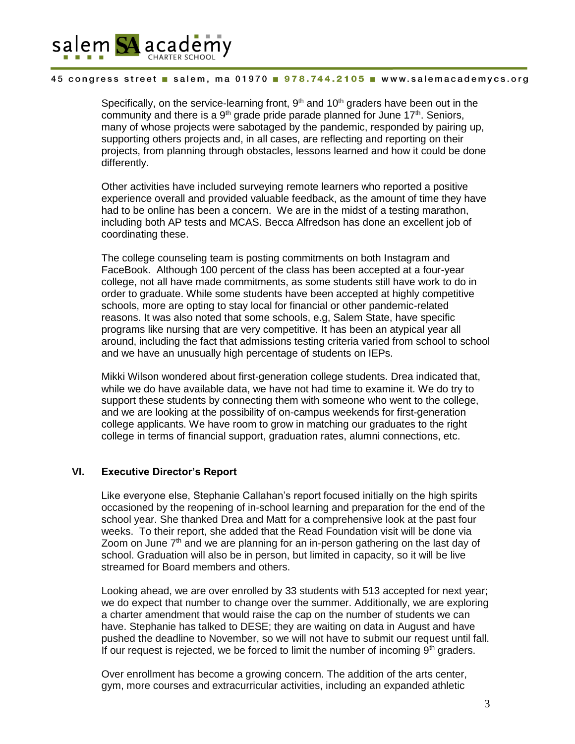Specifically, on the service-learning front, 9th and 10th graders have been out in the community and there is a 9th grade pride parade planned for June 17th. Seniors, many of whose projects were sabotaged by the pandemic, responded by pairing up, supporting others projects and, in all cases, are reflecting and reporting on their projects, from planning through obstacles, lessons learned and how it could be done differently.

Other activities have included surveying remote learners who reported a positive experience overall and provided valuable feedback, as the amount of time they have had to be online has been a concern. We are in the midst of a testing marathon, including both AP tests and MCAS. Becca Alfredson has done an excellent job of coordinating these.

The college counseling team is posting commitments on both Instagram and FaceBook. Although 100 percent of the class has been accepted at a four-year college, not all have made commitments, as some students still have work to do in order to graduate. While some students have been accepted at highly competitive schools, more are opting to stay local for financial or other pandemic-related reasons. It was also noted that some schools, e.g, Salem State, have specific programs like nursing that are very competitive. It has been an atypical year all around, including the fact that admissions testing criteria varied from school to school and we have an unusually high percentage of students on IEPs.

Mikki Wilson wondered about first-generation college students. Drea indicated that, while we do have available data, we have not had time to examine it. We do try to support these students by connecting them with someone who went to the college, and we are looking at the possibility of on-campus weekends for first-generation college applicants. We have room to grow in matching our graduates to the right college in terms of financial support, graduation rates, alumni connections, etc.

## VI. Executive Director's Report

Like everyone else, Stephanie Callahan's report focused initially on the high spirits occasioned by the reopening of in-school learning and preparation for the end of the school year. She thanked Drea and Matt for a comprehensive look at the past four weeks. To their report, she added that the Read Foundation visit will be done via Zoom on June 7th and we are planning for an in-person gathering on the last day of school. Graduation will also be in person, but limited in capacity, so it will be live streamed for Board members and others.

Looking ahead, we are over enrolled by 33 students with 513 accepted for next year; we do expect that number to change over the summer. Additionally, we are exploring a charter amendment that would raise the cap on the number of students we can have. Stephanie has talked to DESE; they are waiting on data in August and have pushed the deadline to November, so we will not have to submit our request until fall. If our request is rejected, we be forced to limit the number of incoming 9th graders.

Over enrollment has become a growing concern. The addition of the arts center, gym, more courses and extracurricular activities, including an expanded athletic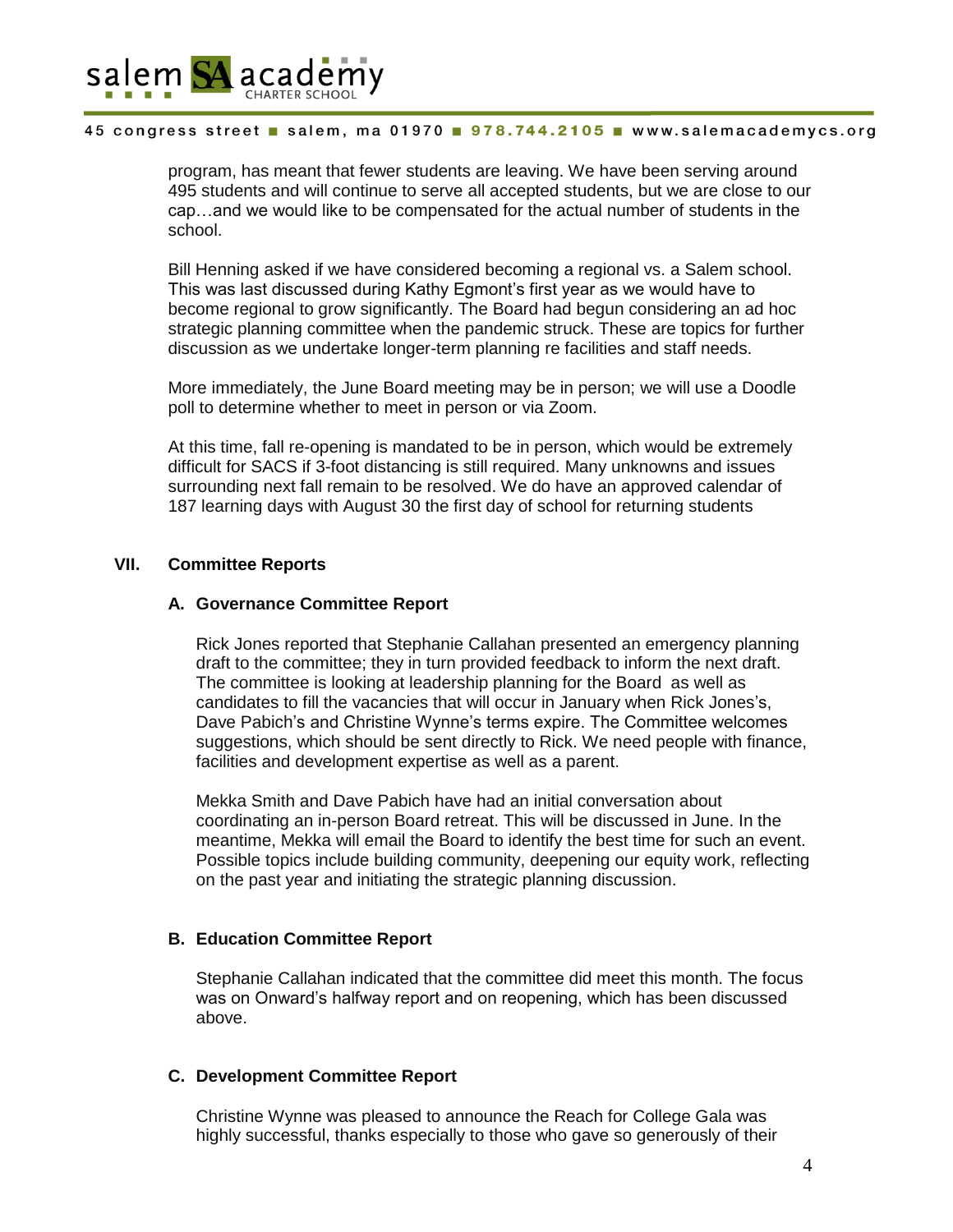program, has meant that fewer students are leaving. We have been serving around 495 students and will continue to serve all accepted students, but we are close to our cap…and we would like to be compensated for the actual number of students in the school.

Bill Henning asked if we have considered becoming a regional vs. a Salem school. This was last discussed during Kathy Egmont's first year as we would have to become regional to grow significantly. The Board had begun considering an ad hoc strategic planning committee when the pandemic struck. These are topics for further discussion as we undertake longer-term planning re facilities and staff needs.

More immediately, the June Board meeting may be in person; we will use a Doodle poll to determine whether to meet in person or via Zoom.

At this time, fall re-opening is mandated to be in person, which would be extremely difficult for SACS if 3-foot distancing is still required. Many unknowns and issues surrounding next fall remain to be resolved. We do have an approved calendar of 187 learning days with August 30 the first day of school for returning students

## VII. Committee Reports

### A. Governance Committee Report

Rick Jones reported that Stephanie Callahan presented an emergency planning draft to the committee; they in turn provided feedback to inform the next draft. The committee is looking at leadership planning for the Board as well as candidates to fill the vacancies that will occur in January when Rick Jones's, Dave Pabich's and Christine Wynne's terms expire. The Committee welcomes suggestions, which should be sent directly to Rick. We need people with finance, facilities and development expertise as well as a parent.

Mekka Smith and Dave Pabich have had an initial conversation about coordinating an in-person Board retreat. This will be discussed in June. In the meantime, Mekka will email the Board to identify the best time for such an event. Possible topics include building community, deepening our equity work, reflecting on the past year and initiating the strategic planning discussion.

### B. Education Committee Report

Stephanie Callahan indicated that the committee did meet this month. The focus was on Onward's halfway report and on reopening, which has been discussed above.

### C. Development Committee Report

Christine Wynne was pleased to announce the Reach for College Gala was highly successful, thanks especially to those who gave so generously of their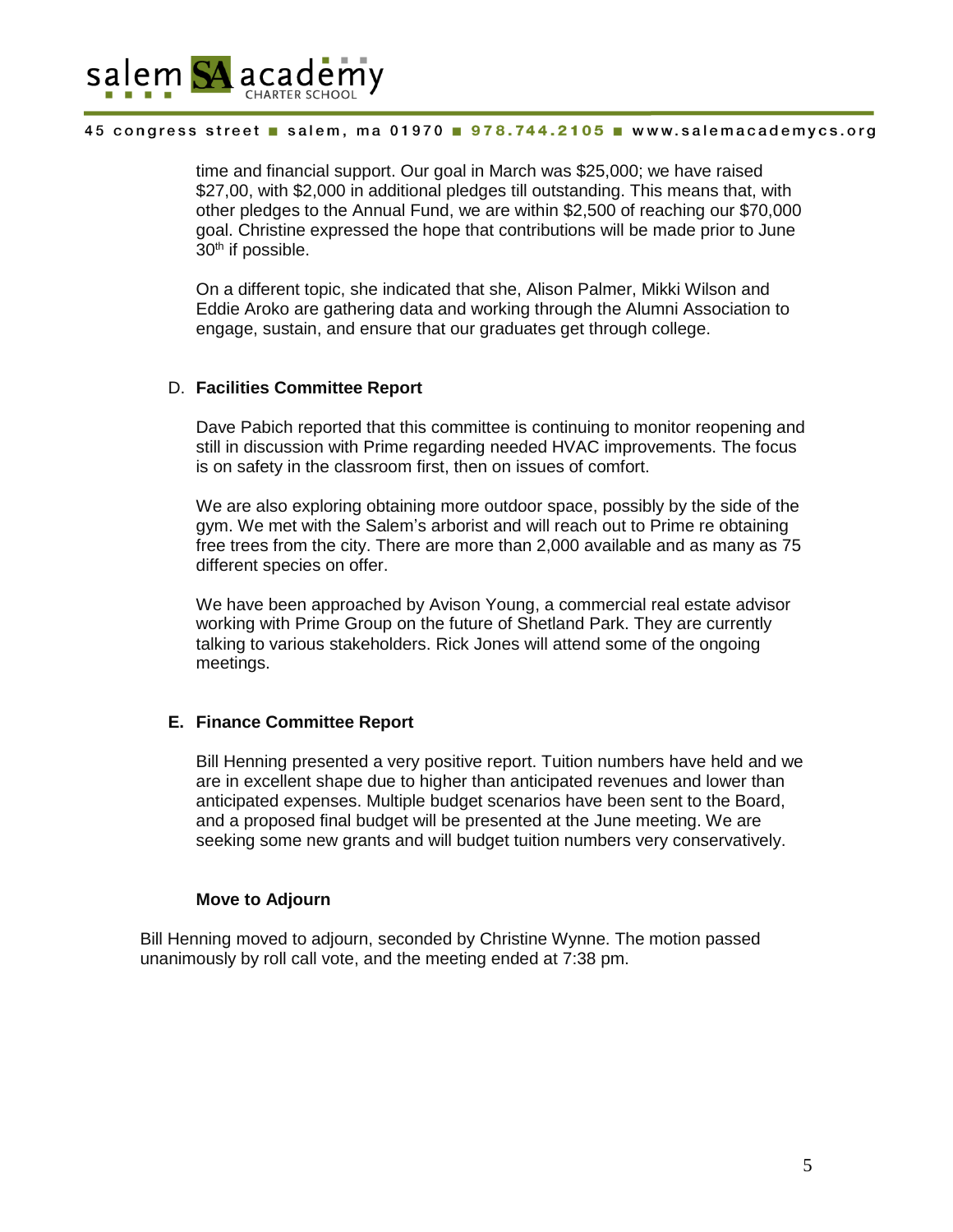time and financial support. Our goal in March was $25,000; we have raised $27,00, with $2,000 in additional pledges till outstanding. This means that, with other pledges to the Annual Fund, we are within $2,500 of reaching our $70,000 goal. Christine expressed the hope that contributions will be made prior to June 30th if possible.

On a different topic, she indicated that she, Alison Palmer, Mikki Wilson and Eddie Aroko are gathering data and working through the Alumni Association to engage, sustain, and ensure that our graduates get through college.

D. **Facilities Committee Report**

Dave Pabich reported that this committee is continuing to monitor reopening and still in discussion with Prime regarding needed HVAC improvements. The focus is on safety in the classroom first, then on issues of comfort.

We are also exploring obtaining more outdoor space, possibly by the side of the gym. We met with the Salem's arborist and will reach out to Prime re obtaining free trees from the city. There are more than 2,000 available and as many as 75 different species on offer.

We have been approached by Avison Young, a commercial real estate advisor working with Prime Group on the future of Shetland Park. They are currently talking to various stakeholders. Rick Jones will attend some of the ongoing meetings.

**E. Finance Committee Report**

Bill Henning presented a very positive report. Tuition numbers have held and we are in excellent shape due to higher than anticipated revenues and lower than anticipated expenses. Multiple budget scenarios have been sent to the Board, and a proposed final budget will be presented at the June meeting. We are seeking some new grants and will budget tuition numbers very conservatively.

**Move to Adjourn**

Bill Henning moved to adjourn, seconded by Christine Wynne. The motion passed unanimously by roll call vote, and the meeting ended at 7:38 pm.